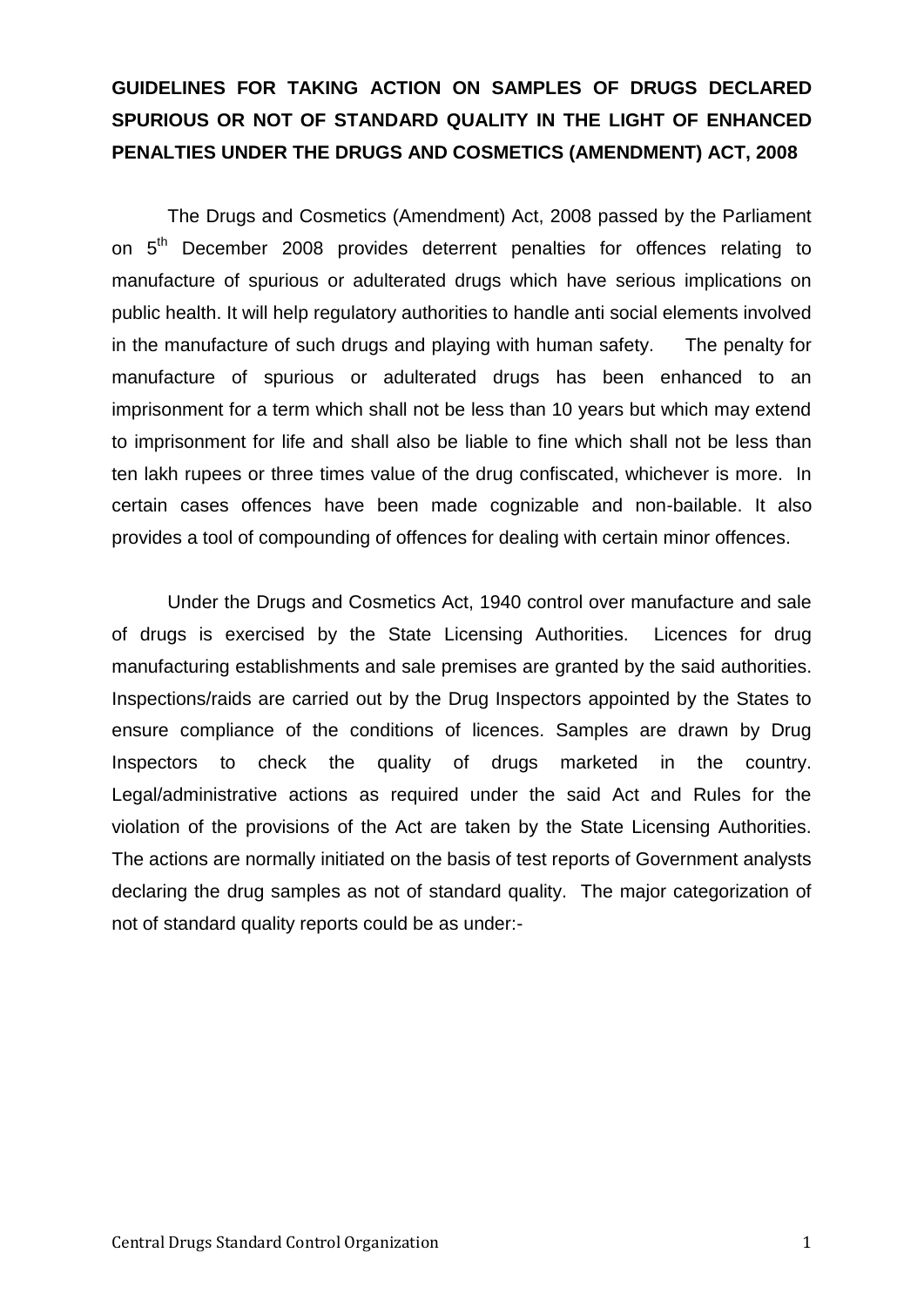# GUIDELINES FOR TAKING ACTION ON SAMPLES OF DRUGS DECLARED SPURIOUS OR NOT OF STANDARD QUALITY IN THE LIGHT OF ENHANCED PENALTIES UNDER THE DRUGS AND COSMETICS (AMENDMENT) ACT, 2008

The Drugs and Cosmetics (Amendment) Act, 2008 passed by the Parliament on 5th December 2008 provides deterrent penalties for offences relating to manufacture of spurious or adulterated drugs which have serious implications on public health. It will help regulatory authorities to handle anti social elements involved in the manufacture of such drugs and playing with human safety. The penalty for manufacture of spurious or adulterated drugs has been enhanced to an imprisonment for a term which shall not be less than 10 years but which may extend to imprisonment for life and shall also be liable to fine which shall not be less than ten lakh rupees or three times value of the drug confiscated, whichever is more. In certain cases offences have been made cognizable and non-bailable. It also provides a tool of compounding of offences for dealing with certain minor offences.

Under the Drugs and Cosmetics Act, 1940 control over manufacture and sale of drugs is exercised by the State Licensing Authorities. Licences for drug manufacturing establishments and sale premises are granted by the said authorities. Inspections/raids are carried out by the Drug Inspectors appointed by the States to ensure compliance of the conditions of licences. Samples are drawn by Drug Inspectors to check the quality of drugs marketed in the country. Legal/administrative actions as required under the said Act and Rules for the violation of the provisions of the Act are taken by the State Licensing Authorities. The actions are normally initiated on the basis of test reports of Government analysts declaring the drug samples as not of standard quality. The major categorization of not of standard quality reports could be as under:-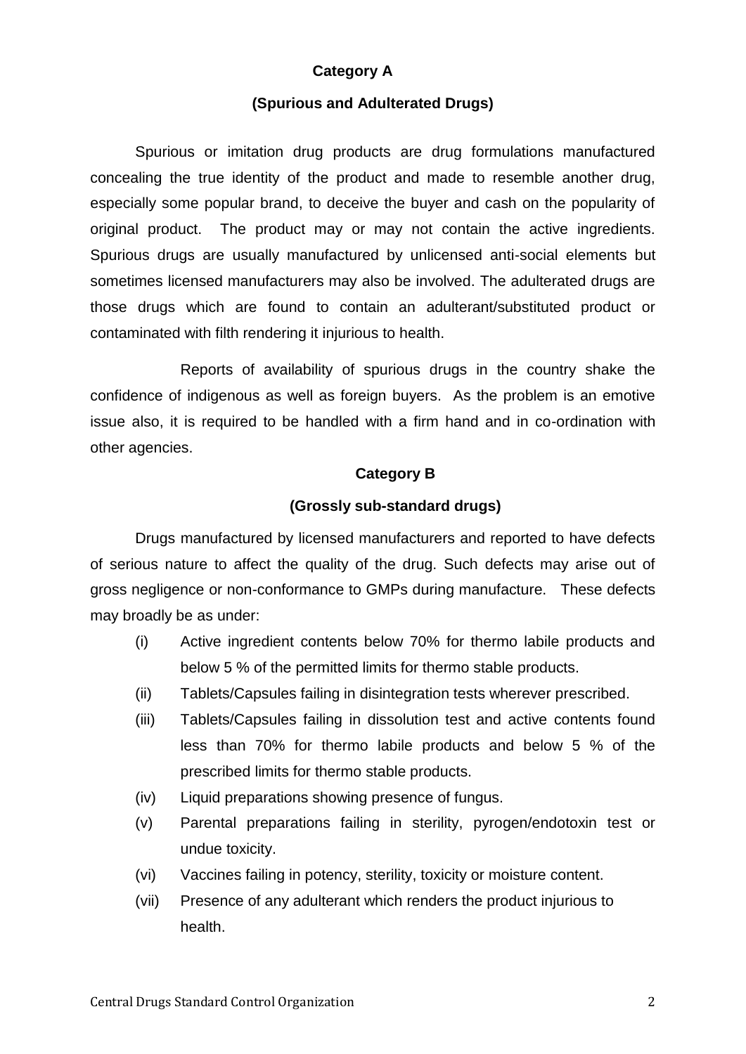## Category A

### (Spurious and Adulterated Drugs)

Spurious or imitation drug products are drug formulations manufactured concealing the true identity of the product and made to resemble another drug, especially some popular brand, to deceive the buyer and cash on the popularity of original product. The product may or may not contain the active ingredients. Spurious drugs are usually manufactured by unlicensed anti-social elements but sometimes licensed manufacturers may also be involved. The adulterated drugs are those drugs which are found to contain an adulterant/substituted product or contaminated with filth rendering it injurious to health.

Reports of availability of spurious drugs in the country shake the confidence of indigenous as well as foreign buyers. As the problem is an emotive issue also, it is required to be handled with a firm hand and in co-ordination with other agencies.

## Category B

### (Grossly sub-standard drugs)

Drugs manufactured by licensed manufacturers and reported to have defects of serious nature to affect the quality of the drug. Such defects may arise out of gross negligence or non-conformance to GMPs during manufacture. These defects may broadly be as under:

- (i) Active ingredient contents below 70% for thermo labile products and below 5 % of the permitted limits for thermo stable products.
- (ii) Tablets/Capsules failing in disintegration tests wherever prescribed.
- (iii) Tablets/Capsules failing in dissolution test and active contents found less than 70% for thermo labile products and below 5 % of the prescribed limits for thermo stable products.
- (iv) Liquid preparations showing presence of fungus.
- (v) Parental preparations failing in sterility, pyrogen/endotoxin test or undue toxicity.
- (vi) Vaccines failing in potency, sterility, toxicity or moisture content.
- (vii) Presence of any adulterant which renders the product injurious to health.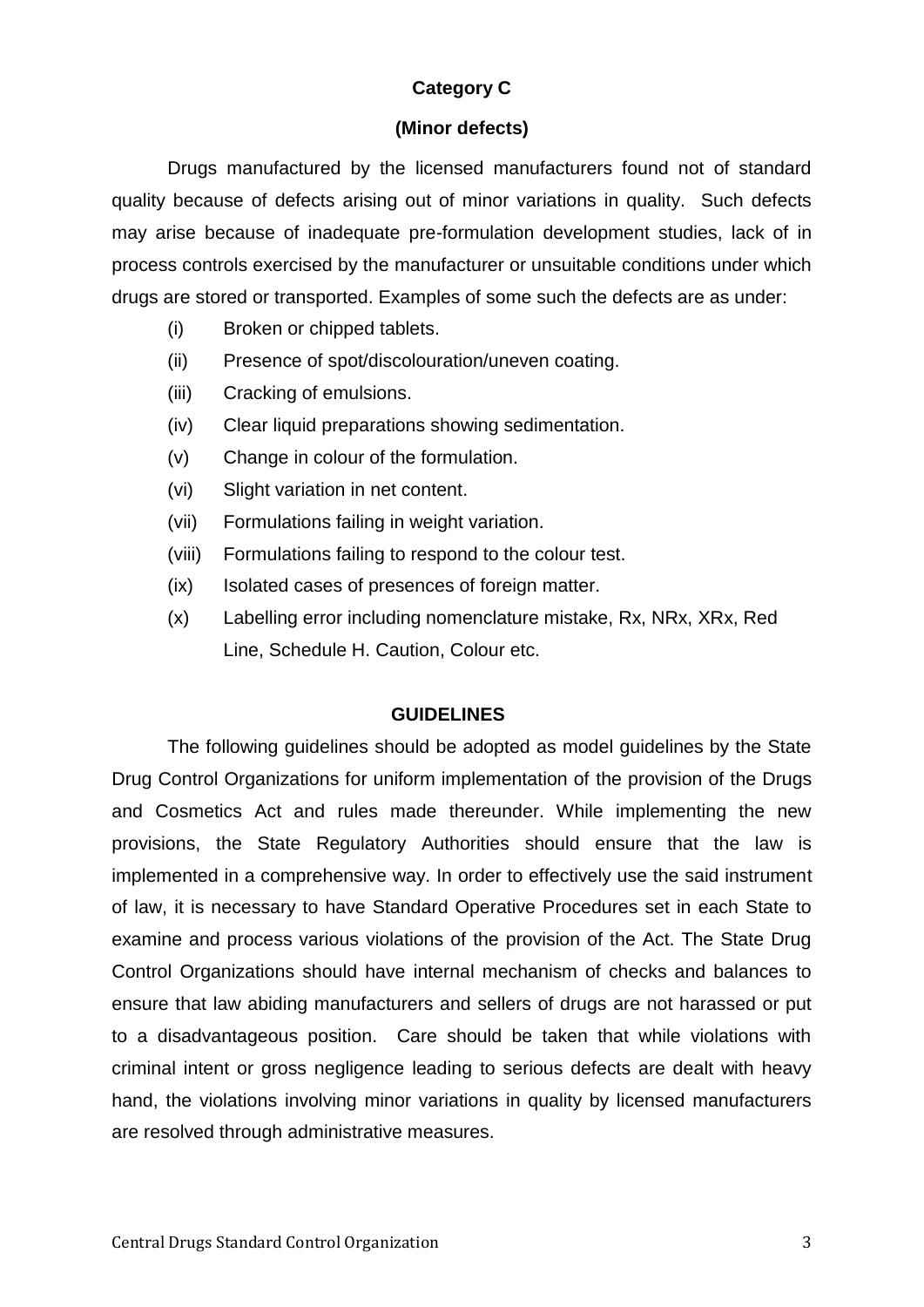### Category C

### (Minor defects)

Drugs manufactured by the licensed manufacturers found not of standard quality because of defects arising out of minor variations in quality. Such defects may arise because of inadequate pre-formulation development studies, lack of in process controls exercised by the manufacturer or unsuitable conditions under which drugs are stored or transported. Examples of some such the defects are as under:

- (i) Broken or chipped tablets.
- (ii) Presence of spot/discolouration/uneven coating.
- (iii) Cracking of emulsions.
- (iv) Clear liquid preparations showing sedimentation.
- (v) Change in colour of the formulation.
- (vi) Slight variation in net content.
- (vii) Formulations failing in weight variation.
- (viii) Formulations failing to respond to the colour test.
- (ix) Isolated cases of presences of foreign matter.
- (x) Labelling error including nomenclature mistake, Rx, NRx, XRx, Red Line, Schedule H. Caution, Colour etc.

### GUIDELINES

The following guidelines should be adopted as model guidelines by the State Drug Control Organizations for uniform implementation of the provision of the Drugs and Cosmetics Act and rules made thereunder. While implementing the new provisions, the State Regulatory Authorities should ensure that the law is implemented in a comprehensive way. In order to effectively use the said instrument of law, it is necessary to have Standard Operative Procedures set in each State to examine and process various violations of the provision of the Act. The State Drug Control Organizations should have internal mechanism of checks and balances to ensure that law abiding manufacturers and sellers of drugs are not harassed or put to a disadvantageous position. Care should be taken that while violations with criminal intent or gross negligence leading to serious defects are dealt with heavy hand, the violations involving minor variations in quality by licensed manufacturers are resolved through administrative measures.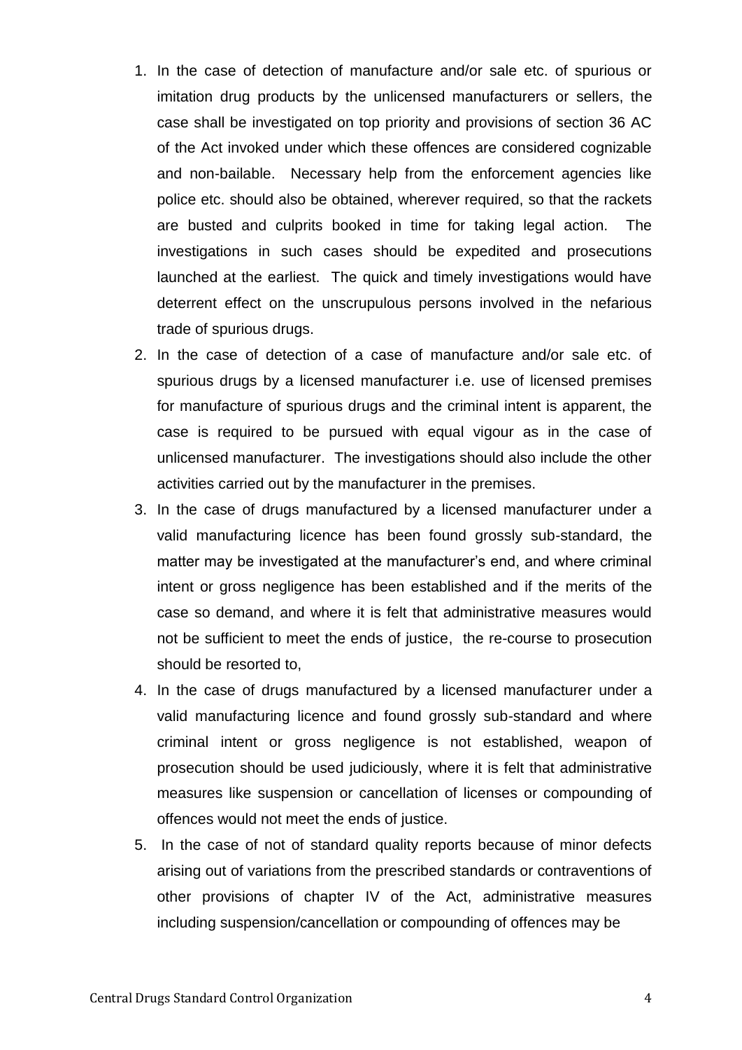1. In the case of detection of manufacture and/or sale etc. of spurious or imitation drug products by the unlicensed manufacturers or sellers, the case shall be investigated on top priority and provisions of section 36 AC of the Act invoked under which these offences are considered cognizable and non-bailable. Necessary help from the enforcement agencies like police etc. should also be obtained, wherever required, so that the rackets are busted and culprits booked in time for taking legal action. The investigations in such cases should be expedited and prosecutions launched at the earliest. The quick and timely investigations would have deterrent effect on the unscrupulous persons involved in the nefarious trade of spurious drugs.
2. In the case of detection of a case of manufacture and/or sale etc. of spurious drugs by a licensed manufacturer i.e. use of licensed premises for manufacture of spurious drugs and the criminal intent is apparent, the case is required to be pursued with equal vigour as in the case of unlicensed manufacturer. The investigations should also include the other activities carried out by the manufacturer in the premises.
3. In the case of drugs manufactured by a licensed manufacturer under a valid manufacturing licence has been found grossly sub-standard, the matter may be investigated at the manufacturer's end, and where criminal intent or gross negligence has been established and if the merits of the case so demand, and where it is felt that administrative measures would not be sufficient to meet the ends of justice, the re-course to prosecution should be resorted to,
4. In the case of drugs manufactured by a licensed manufacturer under a valid manufacturing licence and found grossly sub-standard and where criminal intent or gross negligence is not established, weapon of prosecution should be used judiciously, where it is felt that administrative measures like suspension or cancellation of licenses or compounding of offences would not meet the ends of justice.
5. In the case of not of standard quality reports because of minor defects arising out of variations from the prescribed standards or contraventions of other provisions of chapter IV of the Act, administrative measures including suspension/cancellation or compounding of offences may be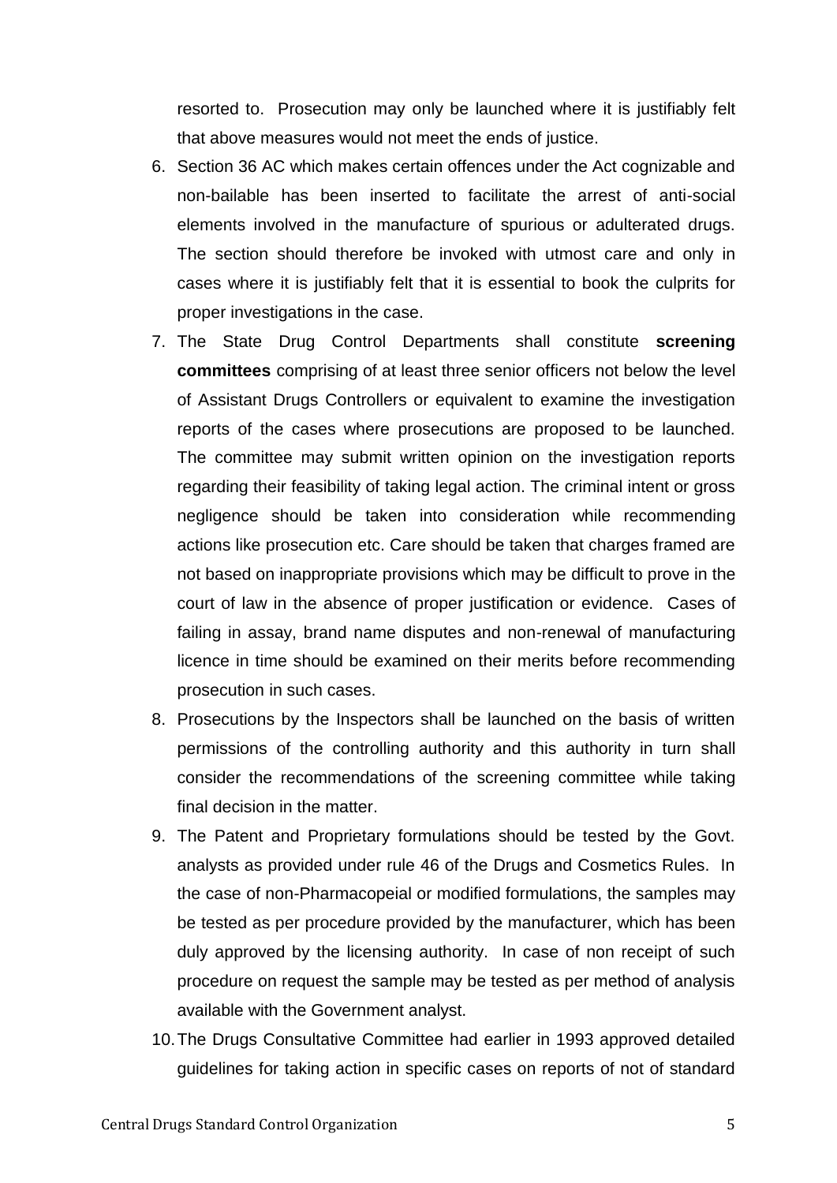resorted to. Prosecution may only be launched where it is justifiably felt that above measures would not meet the ends of justice.

6. Section 36 AC which makes certain offences under the Act cognizable and non-bailable has been inserted to facilitate the arrest of anti-social elements involved in the manufacture of spurious or adulterated drugs. The section should therefore be invoked with utmost care and only in cases where it is justifiably felt that it is essential to book the culprits for proper investigations in the case.
7. The State Drug Control Departments shall constitute **screening committees** comprising of at least three senior officers not below the level of Assistant Drugs Controllers or equivalent to examine the investigation reports of the cases where prosecutions are proposed to be launched. The committee may submit written opinion on the investigation reports regarding their feasibility of taking legal action. The criminal intent or gross negligence should be taken into consideration while recommending actions like prosecution etc. Care should be taken that charges framed are not based on inappropriate provisions which may be difficult to prove in the court of law in the absence of proper justification or evidence. Cases of failing in assay, brand name disputes and non-renewal of manufacturing licence in time should be examined on their merits before recommending prosecution in such cases.
8. Prosecutions by the Inspectors shall be launched on the basis of written permissions of the controlling authority and this authority in turn shall consider the recommendations of the screening committee while taking final decision in the matter.
9. The Patent and Proprietary formulations should be tested by the Govt. analysts as provided under rule 46 of the Drugs and Cosmetics Rules. In the case of non-Pharmacopeial or modified formulations, the samples may be tested as per procedure provided by the manufacturer, which has been duly approved by the licensing authority. In case of non receipt of such procedure on request the sample may be tested as per method of analysis available with the Government analyst.
10. The Drugs Consultative Committee had earlier in 1993 approved detailed guidelines for taking action in specific cases on reports of not of standard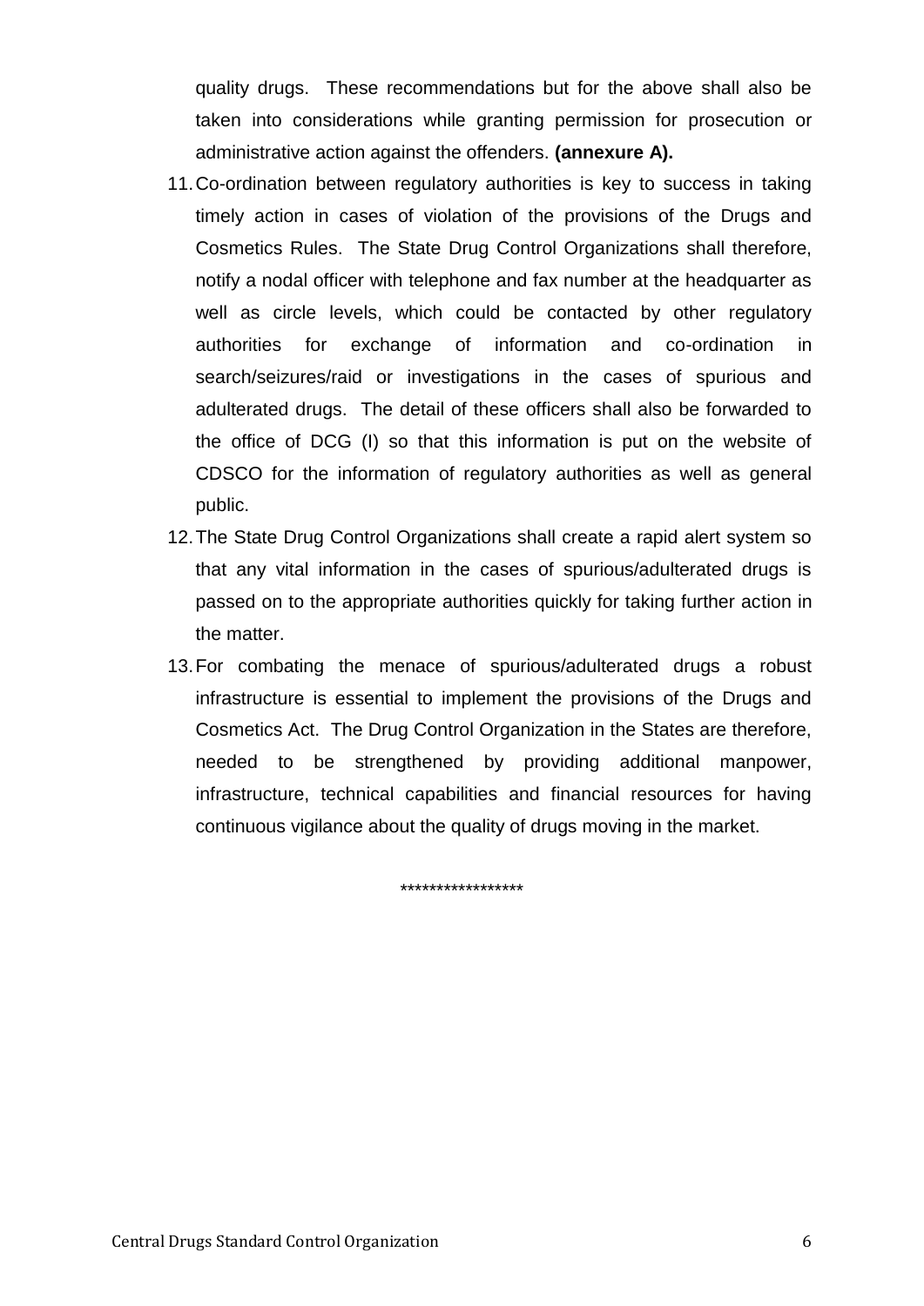quality drugs. These recommendations but for the above shall also be taken into considerations while granting permission for prosecution or administrative action against the offenders. **(annexure A).**

11. Co-ordination between regulatory authorities is key to success in taking timely action in cases of violation of the provisions of the Drugs and Cosmetics Rules. The State Drug Control Organizations shall therefore, notify a nodal officer with telephone and fax number at the headquarter as well as circle levels, which could be contacted by other regulatory authorities for exchange of information and co-ordination in search/seizures/raid or investigations in the cases of spurious and adulterated drugs. The detail of these officers shall also be forwarded to the office of DCG (I) so that this information is put on the website of CDSCO for the information of regulatory authorities as well as general public.
12. The State Drug Control Organizations shall create a rapid alert system so that any vital information in the cases of spurious/adulterated drugs is passed on to the appropriate authorities quickly for taking further action in the matter.
13. For combating the menace of spurious/adulterated drugs a robust infrastructure is essential to implement the provisions of the Drugs and Cosmetics Act. The Drug Control Organization in the States are therefore, needed to be strengthened by providing additional manpower, infrastructure, technical capabilities and financial resources for having continuous vigilance about the quality of drugs moving in the market.

*****************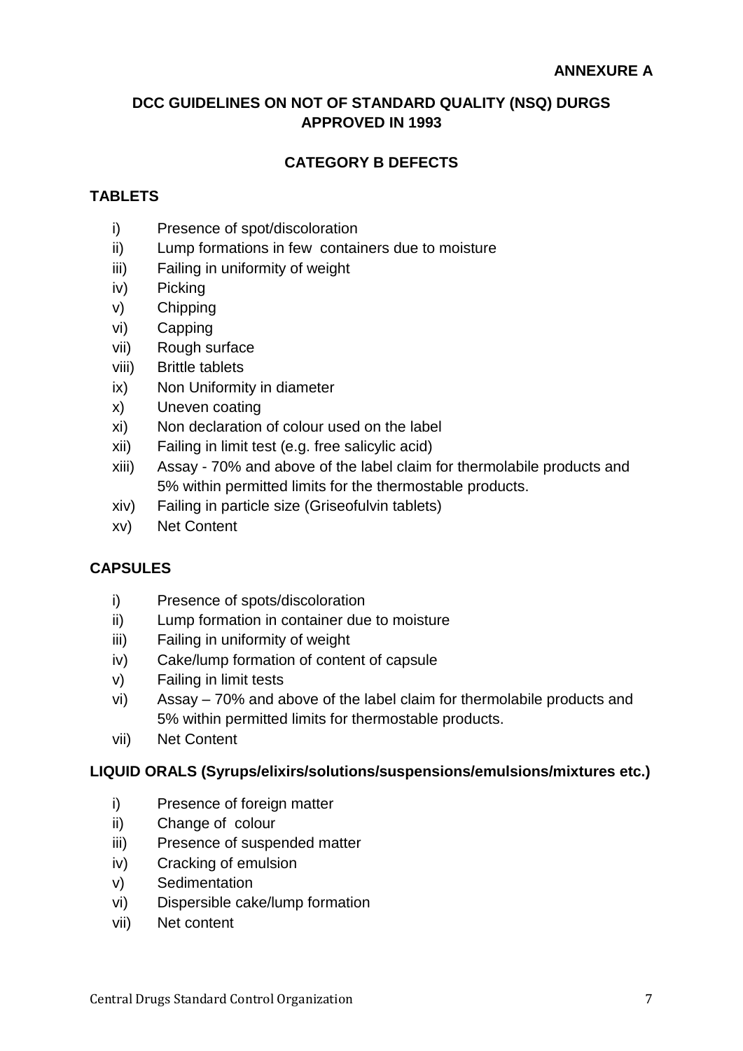**ANNEXURE A**

## DCC GUIDELINES ON NOT OF STANDARD QUALITY (NSQ) DURGS APPROVED IN 1993

### CATEGORY B DEFECTS

**TABLETS**

- i) Presence of spot/discoloration
- ii) Lump formations in few containers due to moisture
- iii) Failing in uniformity of weight
- iv) Picking
- v) Chipping
- vi) Capping
- vii) Rough surface
- viii) Brittle tablets
- ix) Non Uniformity in diameter
- x) Uneven coating
- xi) Non declaration of colour used on the label
- xii) Failing in limit test (e.g. free salicylic acid)
- xiii) Assay - 70% and above of the label claim for thermolabile products and 5% within permitted limits for the thermostable products.
- xiv) Failing in particle size (Griseofulvin tablets)
- xv) Net Content

**CAPSULES**

- i) Presence of spots/discoloration
- ii) Lump formation in container due to moisture
- iii) Failing in uniformity of weight
- iv) Cake/lump formation of content of capsule
- v) Failing in limit tests
- vi) Assay – 70% and above of the label claim for thermolabile products and 5% within permitted limits for thermostable products.
- vii) Net Content

**LIQUID ORALS (Syrups/elixirs/solutions/suspensions/emulsions/mixtures etc.)**

- i) Presence of foreign matter
- ii) Change of colour
- iii) Presence of suspended matter
- iv) Cracking of emulsion
- v) Sedimentation
- vi) Dispersible cake/lump formation
- vii) Net content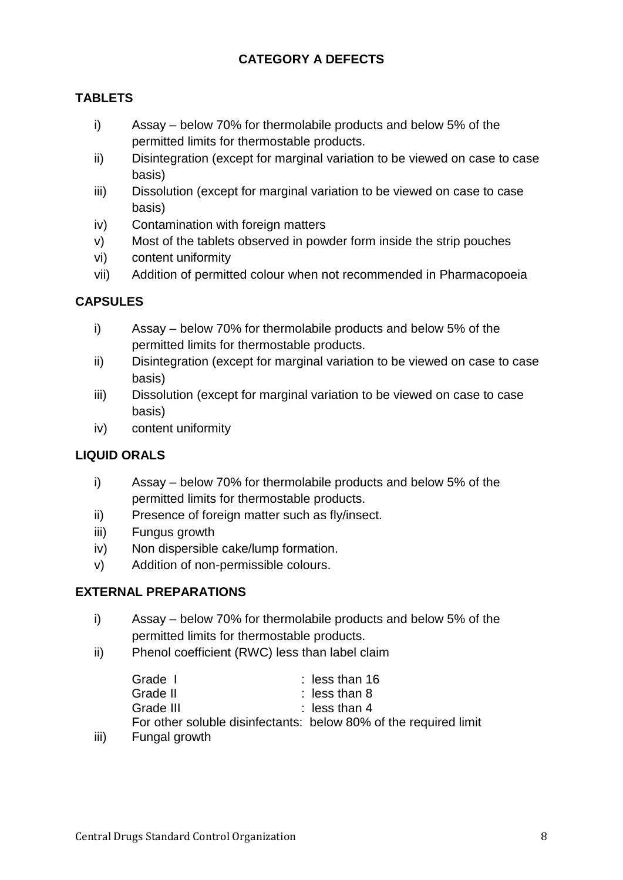## CATEGORY A DEFECTS

### TABLETS

i) Assay – below 70% for thermolabile products and below 5% of the permitted limits for thermostable products.

ii) Disintegration (except for marginal variation to be viewed on case to case basis)

iii) Dissolution (except for marginal variation to be viewed on case to case basis)

iv) Contamination with foreign matters

v) Most of the tablets observed in powder form inside the strip pouches

vi) content uniformity

vii) Addition of permitted colour when not recommended in Pharmacopoeia

### CAPSULES

i) Assay – below 70% for thermolabile products and below 5% of the permitted limits for thermostable products.

ii) Disintegration (except for marginal variation to be viewed on case to case basis)

iii) Dissolution (except for marginal variation to be viewed on case to case basis)

iv) content uniformity

### LIQUID ORALS

i) Assay – below 70% for thermolabile products and below 5% of the permitted limits for thermostable products.

ii) Presence of foreign matter such as fly/insect.

iii) Fungus growth

iv) Non dispersible cake/lump formation.

v) Addition of non-permissible colours.

### EXTERNAL PREPARATIONS

i) Assay – below 70% for thermolabile products and below 5% of the permitted limits for thermostable products.

ii) Phenol coefficient (RWC) less than label claim

Grade I : less than 16
Grade II : less than 8
Grade III : less than 4
For other soluble disinfectants: below 80% of the required limit

iii) Fungal growth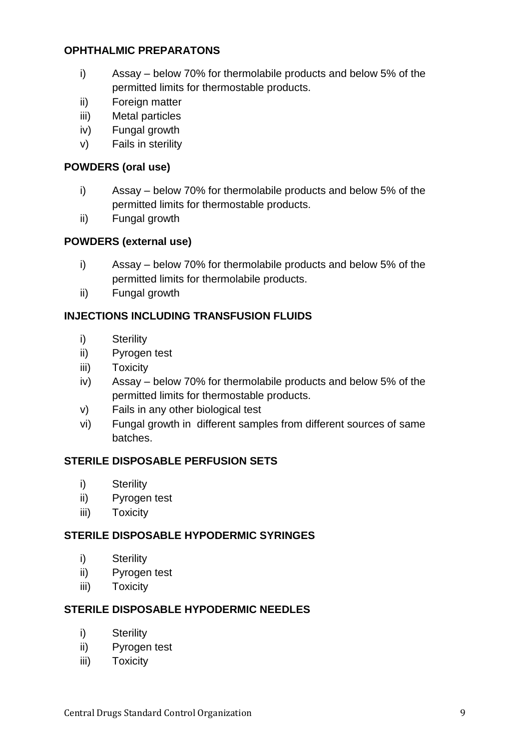**OPHTHALMIC PREPARATONS**

i) Assay – below 70% for thermolabile products and below 5% of the permitted limits for thermostable products.
ii) Foreign matter
iii) Metal particles
iv) Fungal growth
v) Fails in sterility

**POWDERS (oral use)**

i) Assay – below 70% for thermolabile products and below 5% of the permitted limits for thermostable products.
ii) Fungal growth

**POWDERS (external use)**

i) Assay – below 70% for thermolabile products and below 5% of the permitted limits for thermolabile products.
ii) Fungal growth

**INJECTIONS INCLUDING TRANSFUSION FLUIDS**

i) Sterility
ii) Pyrogen test
iii) Toxicity
iv) Assay – below 70% for thermolabile products and below 5% of the permitted limits for thermostable products.
v) Fails in any other biological test
vi) Fungal growth in different samples from different sources of same batches.

**STERILE DISPOSABLE PERFUSION SETS**

i) Sterility
ii) Pyrogen test
iii) Toxicity

**STERILE DISPOSABLE HYPODERMIC SYRINGES**

i) Sterility
ii) Pyrogen test
iii) Toxicity

**STERILE DISPOSABLE HYPODERMIC NEEDLES**

i) Sterility
ii) Pyrogen test
iii) Toxicity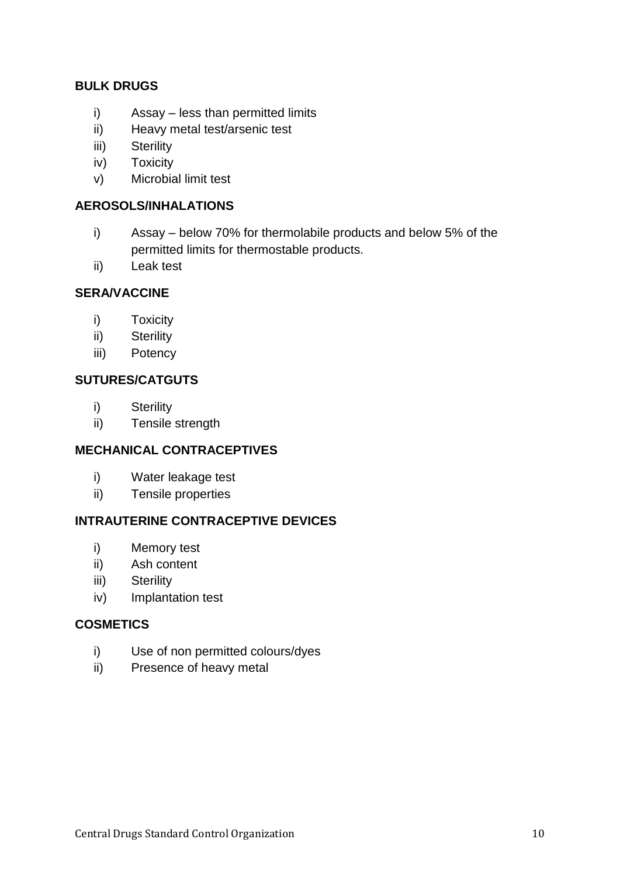**BULK DRUGS**

i) Assay – less than permitted limits
ii) Heavy metal test/arsenic test
iii) Sterility
iv) Toxicity
v) Microbial limit test

**AEROSOLS/INHALATIONS**

i) Assay – below 70% for thermolabile products and below 5% of the permitted limits for thermostable products.
ii) Leak test

**SERA/VACCINE**

i) Toxicity
ii) Sterility
iii) Potency

**SUTURES/CATGUTS**

i) Sterility
ii) Tensile strength

**MECHANICAL CONTRACEPTIVES**

i) Water leakage test
ii) Tensile properties

**INTRAUTERINE CONTRACEPTIVE DEVICES**

i) Memory test
ii) Ash content
iii) Sterility
iv) Implantation test

**COSMETICS**

i) Use of non permitted colours/dyes
ii) Presence of heavy metal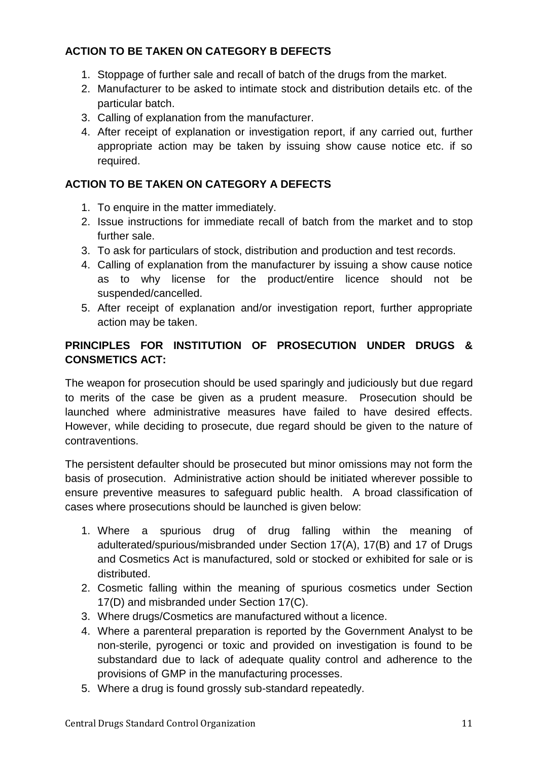**ACTION TO BE TAKEN ON CATEGORY B DEFECTS**

1. Stoppage of further sale and recall of batch of the drugs from the market.
2. Manufacturer to be asked to intimate stock and distribution details etc. of the particular batch.
3. Calling of explanation from the manufacturer.
4. After receipt of explanation or investigation report, if any carried out, further appropriate action may be taken by issuing show cause notice etc. if so required.

**ACTION TO BE TAKEN ON CATEGORY A DEFECTS**

1. To enquire in the matter immediately.
2. Issue instructions for immediate recall of batch from the market and to stop further sale.
3. To ask for particulars of stock, distribution and production and test records.
4. Calling of explanation from the manufacturer by issuing a show cause notice as to why license for the product/entire licence should not be suspended/cancelled.
5. After receipt of explanation and/or investigation report, further appropriate action may be taken.

**PRINCIPLES FOR INSTITUTION OF PROSECUTION UNDER DRUGS & CONSMETICS ACT:**

The weapon for prosecution should be used sparingly and judiciously but due regard to merits of the case be given as a prudent measure. Prosecution should be launched where administrative measures have failed to have desired effects. However, while deciding to prosecute, due regard should be given to the nature of contraventions.

The persistent defaulter should be prosecuted but minor omissions may not form the basis of prosecution. Administrative action should be initiated wherever possible to ensure preventive measures to safeguard public health. A broad classification of cases where prosecutions should be launched is given below:

1. Where a spurious drug of drug falling within the meaning of adulterated/spurious/misbranded under Section 17(A), 17(B) and 17 of Drugs and Cosmetics Act is manufactured, sold or stocked or exhibited for sale or is distributed.
2. Cosmetic falling within the meaning of spurious cosmetics under Section 17(D) and misbranded under Section 17(C).
3. Where drugs/Cosmetics are manufactured without a licence.
4. Where a parenteral preparation is reported by the Government Analyst to be non-sterile, pyrogenci or toxic and provided on investigation is found to be substandard due to lack of adequate quality control and adherence to the provisions of GMP in the manufacturing processes.
5. Where a drug is found grossly sub-standard repeatedly.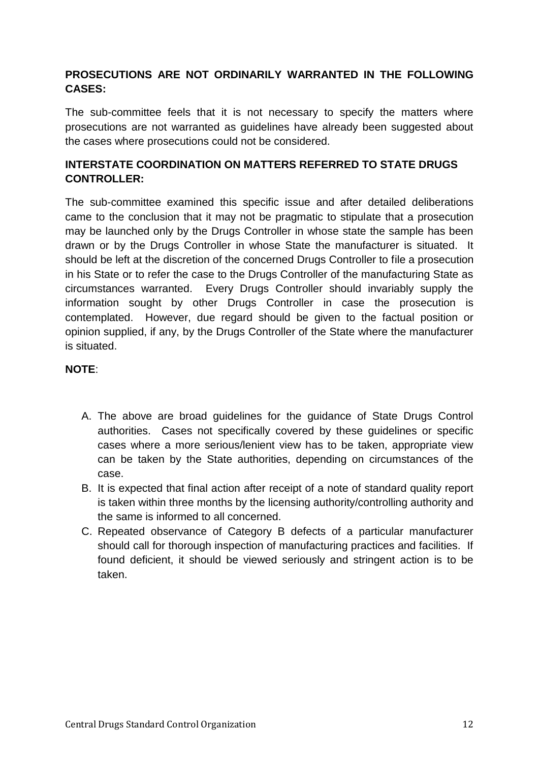**PROSECUTIONS ARE NOT ORDINARILY WARRANTED IN THE FOLLOWING CASES:**

The sub-committee feels that it is not necessary to specify the matters where prosecutions are not warranted as guidelines have already been suggested about the cases where prosecutions could not be considered.

**INTERSTATE COORDINATION ON MATTERS REFERRED TO STATE DRUGS CONTROLLER:**

The sub-committee examined this specific issue and after detailed deliberations came to the conclusion that it may not be pragmatic to stipulate that a prosecution may be launched only by the Drugs Controller in whose state the sample has been drawn or by the Drugs Controller in whose State the manufacturer is situated. It should be left at the discretion of the concerned Drugs Controller to file a prosecution in his State or to refer the case to the Drugs Controller of the manufacturing State as circumstances warranted. Every Drugs Controller should invariably supply the information sought by other Drugs Controller in case the prosecution is contemplated. However, due regard should be given to the factual position or opinion supplied, if any, by the Drugs Controller of the State where the manufacturer is situated.

**NOTE**:

A. The above are broad guidelines for the guidance of State Drugs Control authorities. Cases not specifically covered by these guidelines or specific cases where a more serious/lenient view has to be taken, appropriate view can be taken by the State authorities, depending on circumstances of the case.
B. It is expected that final action after receipt of a note of standard quality report is taken within three months by the licensing authority/controlling authority and the same is informed to all concerned.
C. Repeated observance of Category B defects of a particular manufacturer should call for thorough inspection of manufacturing practices and facilities. If found deficient, it should be viewed seriously and stringent action is to be taken.